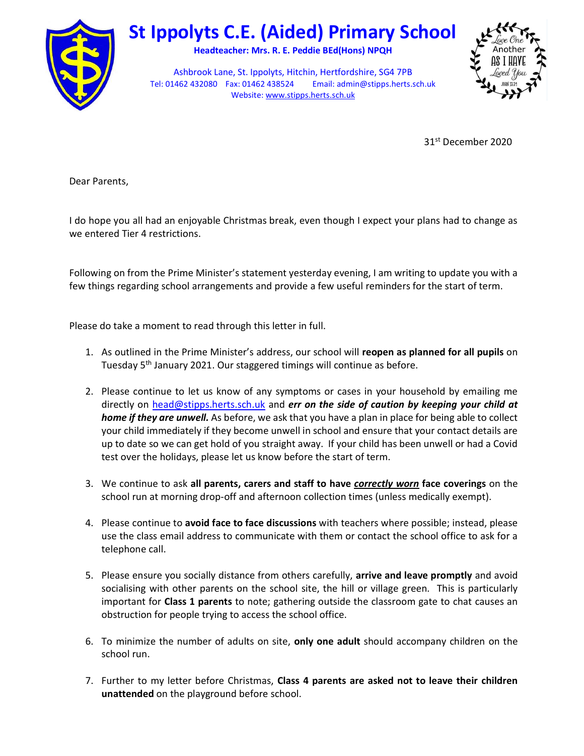# St Ippolyts C.E. (Aided) Primary School

**Headteacher: Mrs. R. E. Peddie BEd(Hons) NPQH**

Ashbrook Lane, St. Ippolyts, Hitchin, Hertfordshire, SG4 7PB
Tel: 01462 432080 Fax: 01462 438524 Email: admin@stipps.herts.sch.uk
Website: www.stipps.herts.sch.uk

Love One Another As I Have Loved You
JOHN 13:34

31st December 2020

Dear Parents,

I do hope you all had an enjoyable Christmas break, even though I expect your plans had to change as we entered Tier 4 restrictions.

Following on from the Prime Minister's statement yesterday evening, I am writing to update you with a few things regarding school arrangements and provide a few useful reminders for the start of term.

Please do take a moment to read through this letter in full.

1. As outlined in the Prime Minister's address, our school will **reopen as planned for all pupils** on Tuesday 5th January 2021. Our staggered timings will continue as before.

2. Please continue to let us know of any symptoms or cases in your household by emailing me directly on head@stipps.herts.sch.uk and ***err on the side of caution by keeping your child at home if they are unwell.*** As before, we ask that you have a plan in place for being able to collect your child immediately if they become unwell in school and ensure that your contact details are up to date so we can get hold of you straight away. If your child has been unwell or had a Covid test over the holidays, please let us know before the start of term.

3. We continue to ask **all parents, carers and staff to have *correctly worn* face coverings** on the school run at morning drop-off and afternoon collection times (unless medically exempt).

4. Please continue to **avoid face to face discussions** with teachers where possible; instead, please use the class email address to communicate with them or contact the school office to ask for a telephone call.

5. Please ensure you socially distance from others carefully, **arrive and leave promptly** and avoid socialising with other parents on the school site, the hill or village green. This is particularly important for **Class 1 parents** to note; gathering outside the classroom gate to chat causes an obstruction for people trying to access the school office.

6. To minimize the number of adults on site, **only one adult** should accompany children on the school run.

7. Further to my letter before Christmas, **Class 4 parents are asked not to leave their children unattended** on the playground before school.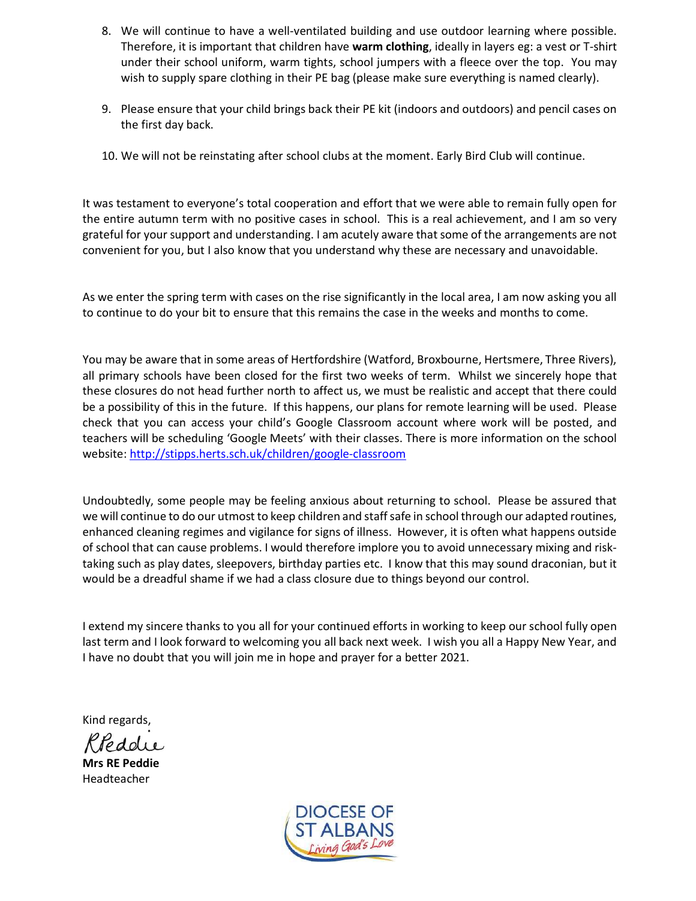8. We will continue to have a well-ventilated building and use outdoor learning where possible. Therefore, it is important that children have **warm clothing**, ideally in layers eg: a vest or T-shirt under their school uniform, warm tights, school jumpers with a fleece over the top. You may wish to supply spare clothing in their PE bag (please make sure everything is named clearly).

9. Please ensure that your child brings back their PE kit (indoors and outdoors) and pencil cases on the first day back.

10. We will not be reinstating after school clubs at the moment. Early Bird Club will continue.

It was testament to everyone's total cooperation and effort that we were able to remain fully open for the entire autumn term with no positive cases in school. This is a real achievement, and I am so very grateful for your support and understanding. I am acutely aware that some of the arrangements are not convenient for you, but I also know that you understand why these are necessary and unavoidable.

As we enter the spring term with cases on the rise significantly in the local area, I am now asking you all to continue to do your bit to ensure that this remains the case in the weeks and months to come.

You may be aware that in some areas of Hertfordshire (Watford, Broxbourne, Hertsmere, Three Rivers), all primary schools have been closed for the first two weeks of term. Whilst we sincerely hope that these closures do not head further north to affect us, we must be realistic and accept that there could be a possibility of this in the future. If this happens, our plans for remote learning will be used. Please check that you can access your child's Google Classroom account where work will be posted, and teachers will be scheduling 'Google Meets' with their classes. There is more information on the school website: http://stipps.herts.sch.uk/children/google-classroom

Undoubtedly, some people may be feeling anxious about returning to school. Please be assured that we will continue to do our utmost to keep children and staff safe in school through our adapted routines, enhanced cleaning regimes and vigilance for signs of illness. However, it is often what happens outside of school that can cause problems. I would therefore implore you to avoid unnecessary mixing and risk-taking such as play dates, sleepovers, birthday parties etc. I know that this may sound draconian, but it would be a dreadful shame if we had a class closure due to things beyond our control.

I extend my sincere thanks to you all for your continued efforts in working to keep our school fully open last term and I look forward to welcoming you all back next week. I wish you all a Happy New Year, and I have no doubt that you will join me in hope and prayer for a better 2021.

Kind regards,

RPeddie

**Mrs RE Peddie**
Headteacher

DIOCESE OF ST ALBANS
*Living God's Love*